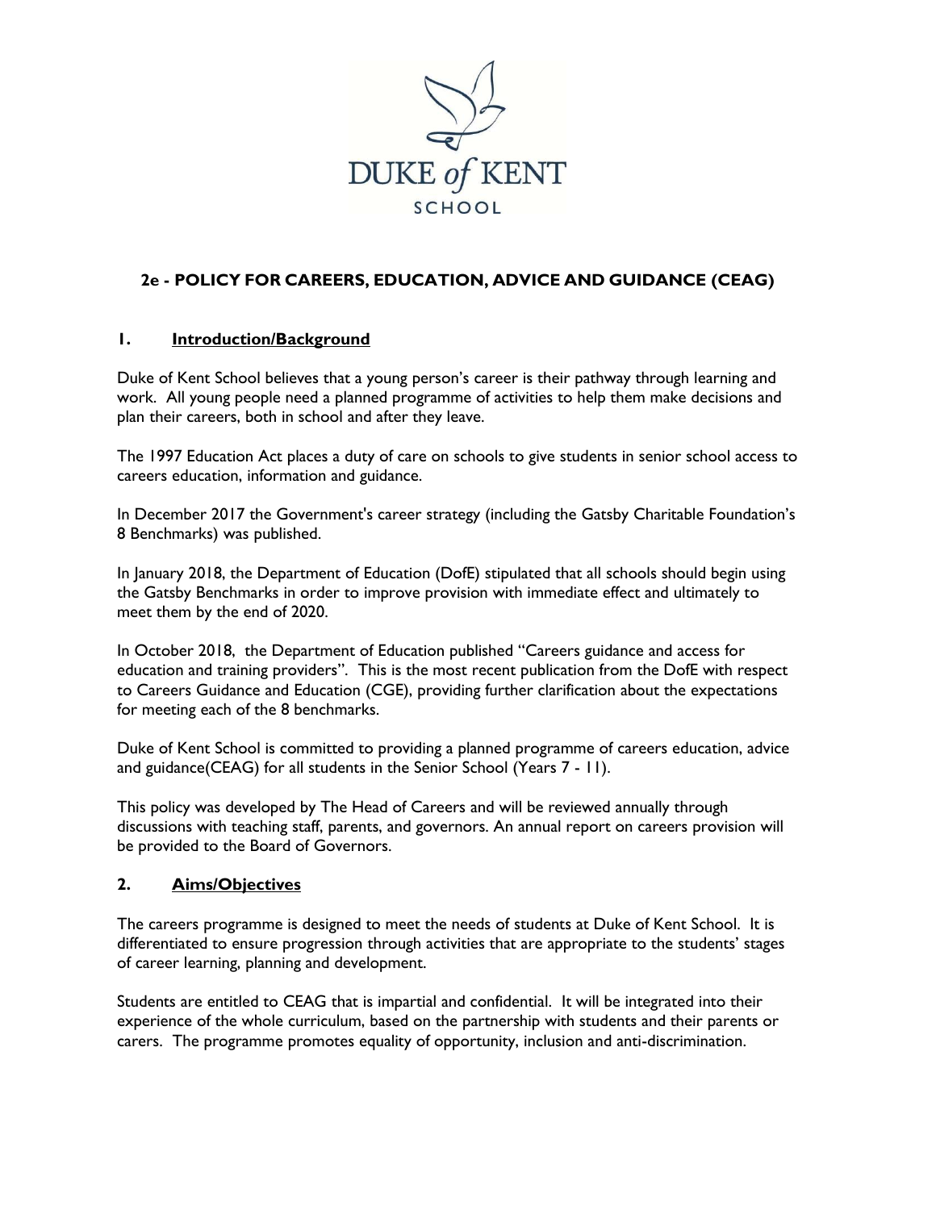DUKE *of* KENT

SCHOOL

## 2e - POLICY FOR CAREERS, EDUCATION, ADVICE AND GUIDANCE (CEAG)

### 1. Introduction/Background

Duke of Kent School believes that a young person's career is their pathway through learning and work. All young people need a planned programme of activities to help them make decisions and plan their careers, both in school and after they leave.

The 1997 Education Act places a duty of care on schools to give students in senior school access to careers education, information and guidance.

In December 2017 the Government's career strategy (including the Gatsby Charitable Foundation's 8 Benchmarks) was published.

In January 2018, the Department of Education (DofE) stipulated that all schools should begin using the Gatsby Benchmarks in order to improve provision with immediate effect and ultimately to meet them by the end of 2020.

In October 2018, the Department of Education published "Careers guidance and access for education and training providers". This is the most recent publication from the DofE with respect to Careers Guidance and Education (CGE), providing further clarification about the expectations for meeting each of the 8 benchmarks.

Duke of Kent School is committed to providing a planned programme of careers education, advice and guidance(CEAG) for all students in the Senior School (Years 7 - 11).

This policy was developed by The Head of Careers and will be reviewed annually through discussions with teaching staff, parents, and governors. An annual report on careers provision will be provided to the Board of Governors.

### 2. Aims/Objectives

The careers programme is designed to meet the needs of students at Duke of Kent School. It is differentiated to ensure progression through activities that are appropriate to the students' stages of career learning, planning and development.

Students are entitled to CEAG that is impartial and confidential. It will be integrated into their experience of the whole curriculum, based on the partnership with students and their parents or carers. The programme promotes equality of opportunity, inclusion and anti-discrimination.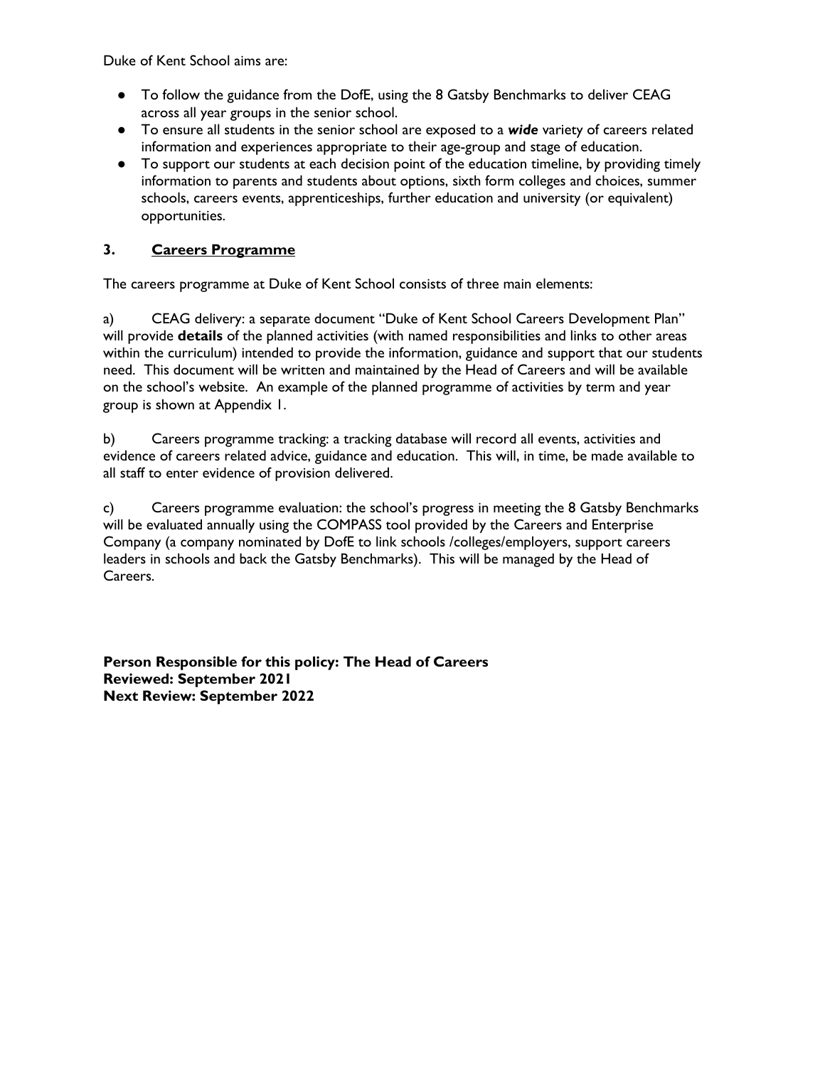Duke of Kent School aims are:

- To follow the guidance from the DofE, using the 8 Gatsby Benchmarks to deliver CEAG across all year groups in the senior school.
- To ensure all students in the senior school are exposed to a ***wide*** variety of careers related information and experiences appropriate to their age-group and stage of education.
- To support our students at each decision point of the education timeline, by providing timely information to parents and students about options, sixth form colleges and choices, summer schools, careers events, apprenticeships, further education and university (or equivalent) opportunities.

## 3. Careers Programme

The careers programme at Duke of Kent School consists of three main elements:

a) CEAG delivery: a separate document "Duke of Kent School Careers Development Plan" will provide **details** of the planned activities (with named responsibilities and links to other areas within the curriculum) intended to provide the information, guidance and support that our students need. This document will be written and maintained by the Head of Careers and will be available on the school's website. An example of the planned programme of activities by term and year group is shown at Appendix 1.

b) Careers programme tracking: a tracking database will record all events, activities and evidence of careers related advice, guidance and education. This will, in time, be made available to all staff to enter evidence of provision delivered.

c) Careers programme evaluation: the school's progress in meeting the 8 Gatsby Benchmarks will be evaluated annually using the COMPASS tool provided by the Careers and Enterprise Company (a company nominated by DofE to link schools /colleges/employers, support careers leaders in schools and back the Gatsby Benchmarks). This will be managed by the Head of Careers.

**Person Responsible for this policy: The Head of Careers**
**Reviewed: September 2021**
**Next Review: September 2022**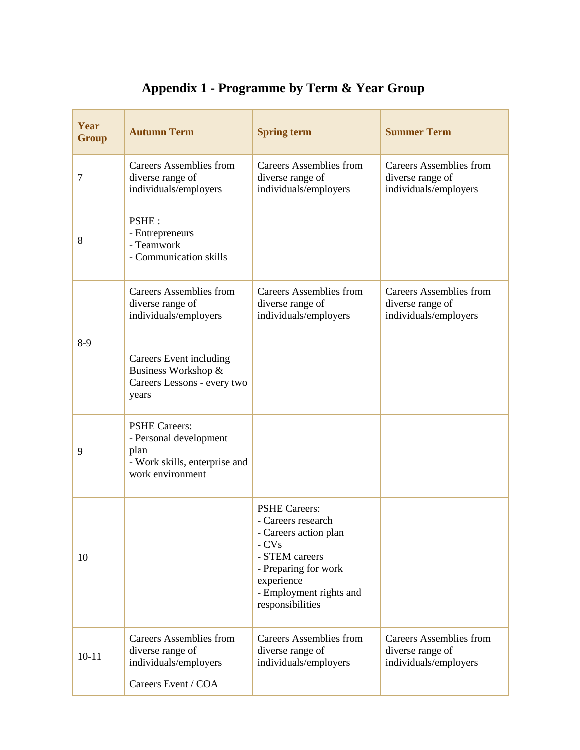# Appendix 1 - Programme by Term & Year Group

| Year Group | Autumn Term | Spring term | Summer Term |
|---|---|---|---|
| 7 | Careers Assemblies from diverse range of individuals/employers | Careers Assemblies from diverse range of individuals/employers | Careers Assemblies from diverse range of individuals/employers |
| 8 | PSHE :<br>- Entrepreneurs<br>- Teamwork<br>- Communication skills | | |
| 8-9 | Careers Assemblies from diverse range of individuals/employers<br><br>Careers Event including Business Workshop & Careers Lessons - every two years | Careers Assemblies from diverse range of individuals/employers | Careers Assemblies from diverse range of individuals/employers |
| 9 | PSHE Careers:<br>- Personal development plan<br>- Work skills, enterprise and work environment | | |
| 10 | | PSHE Careers:<br>- Careers research<br>- Careers action plan<br>- CVs<br>- STEM careers<br>- Preparing for work experience<br>- Employment rights and responsibilities | |
| 10-11 | Careers Assemblies from diverse range of individuals/employers<br><br>Careers Event / COA | Careers Assemblies from diverse range of individuals/employers | Careers Assemblies from diverse range of individuals/employers |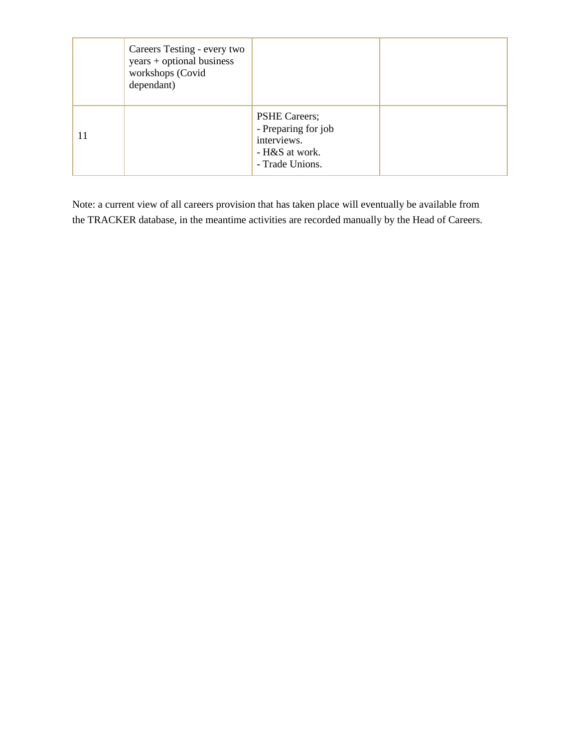| | | | |
|---|---|---|---|
| | Careers Testing - every two years + optional business workshops (Covid dependant) | | |
| 11 | | PSHE Careers;<br>- Preparing for job interviews.<br>- H&S at work.<br>- Trade Unions. | |

Note: a current view of all careers provision that has taken place will eventually be available from the TRACKER database, in the meantime activities are recorded manually by the Head of Careers.